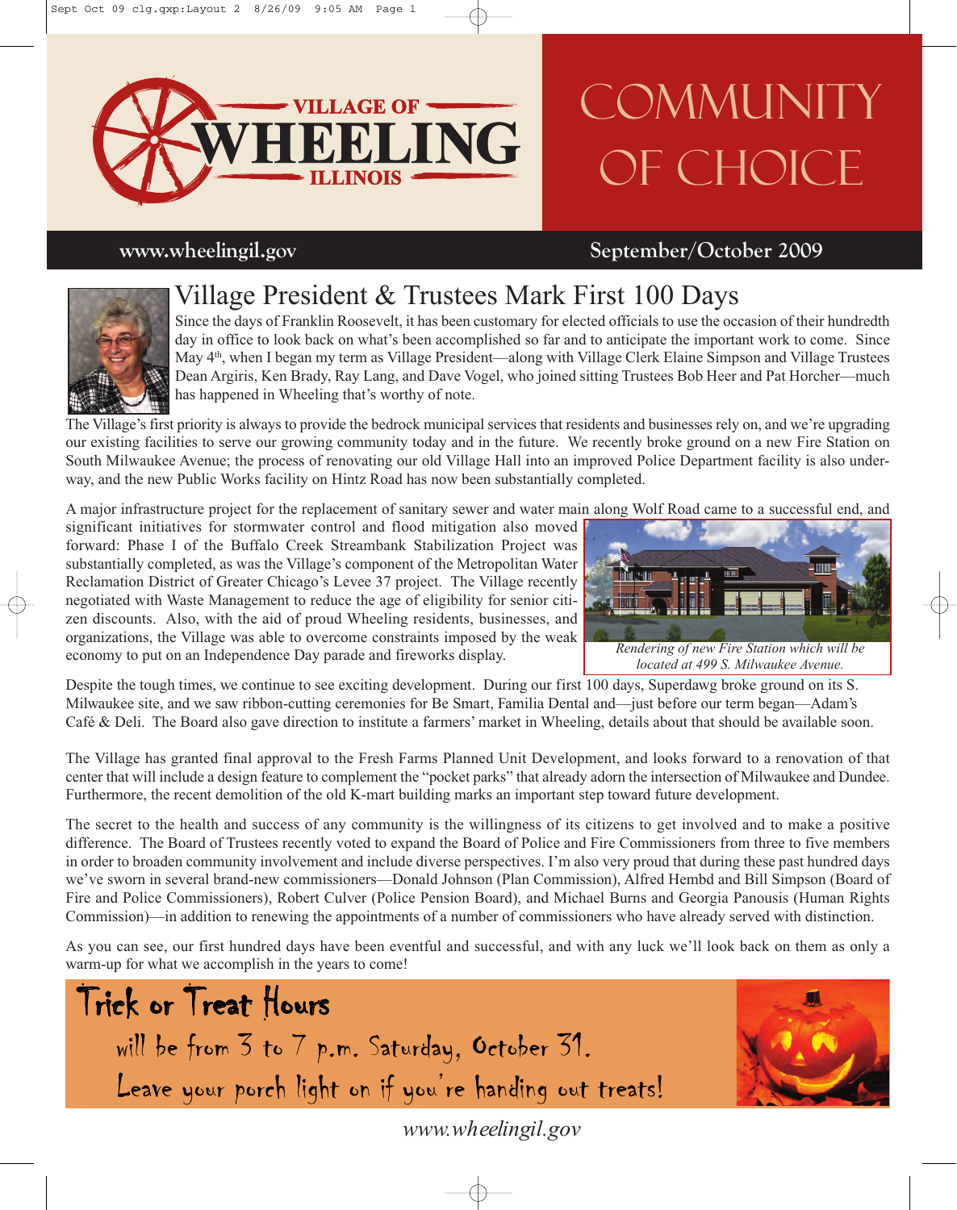# VILLAGE OF WHEELING ILLINOIS

# COMMUNITY OF CHOICE

www.wheelingil.gov

September/October 2009

## Village President & Trustees Mark First 100 Days

Since the days of Franklin Roosevelt, it has been customary for elected officials to use the occasion of their hundredth day in office to look back on what's been accomplished so far and to anticipate the important work to come. Since May 4th, when I began my term as Village President—along with Village Clerk Elaine Simpson and Village Trustees Dean Argiris, Ken Brady, Ray Lang, and Dave Vogel, who joined sitting Trustees Bob Heer and Pat Horcher—much has happened in Wheeling that's worthy of note.

The Village's first priority is always to provide the bedrock municipal services that residents and businesses rely on, and we're upgrading our existing facilities to serve our growing community today and in the future. We recently broke ground on a new Fire Station on South Milwaukee Avenue; the process of renovating our old Village Hall into an improved Police Department facility is also underway, and the new Public Works facility on Hintz Road has now been substantially completed.

A major infrastructure project for the replacement of sanitary sewer and water main along Wolf Road came to a successful end, and significant initiatives for stormwater control and flood mitigation also moved forward: Phase I of the Buffalo Creek Streambank Stabilization Project was substantially completed, as was the Village's component of the Metropolitan Water Reclamation District of Greater Chicago's Levee 37 project. The Village recently negotiated with Waste Management to reduce the age of eligibility for senior citizen discounts. Also, with the aid of proud Wheeling residents, businesses, and organizations, the Village was able to overcome constraints imposed by the weak economy to put on an Independence Day parade and fireworks display.

*Rendering of new Fire Station which will be located at 499 S. Milwaukee Avenue.*

Despite the tough times, we continue to see exciting development. During our first 100 days, Superdawg broke ground on its S. Milwaukee site, and we saw ribbon-cutting ceremonies for Be Smart, Familia Dental and—just before our term began—Adam's Café & Deli. The Board also gave direction to institute a farmers' market in Wheeling, details about that should be available soon.

The Village has granted final approval to the Fresh Farms Planned Unit Development, and looks forward to a renovation of that center that will include a design feature to complement the "pocket parks" that already adorn the intersection of Milwaukee and Dundee. Furthermore, the recent demolition of the old K-mart building marks an important step toward future development.

The secret to the health and success of any community is the willingness of its citizens to get involved and to make a positive difference. The Board of Trustees recently voted to expand the Board of Police and Fire Commissioners from three to five members in order to broaden community involvement and include diverse perspectives. I'm also very proud that during these past hundred days we've sworn in several brand-new commissioners—Donald Johnson (Plan Commission), Alfred Hembd and Bill Simpson (Board of Fire and Police Commissioners), Robert Culver (Police Pension Board), and Michael Burns and Georgia Panousis (Human Rights Commission)—in addition to renewing the appointments of a number of commissioners who have already served with distinction.

As you can see, our first hundred days have been eventful and successful, and with any luck we'll look back on them as only a warm-up for what we accomplish in the years to come!

## Trick or Treat Hours

will be from 3 to 7 p.m. Saturday, October 31.

Leave your porch light on if you're handing out treats!

*www.wheelingil.gov*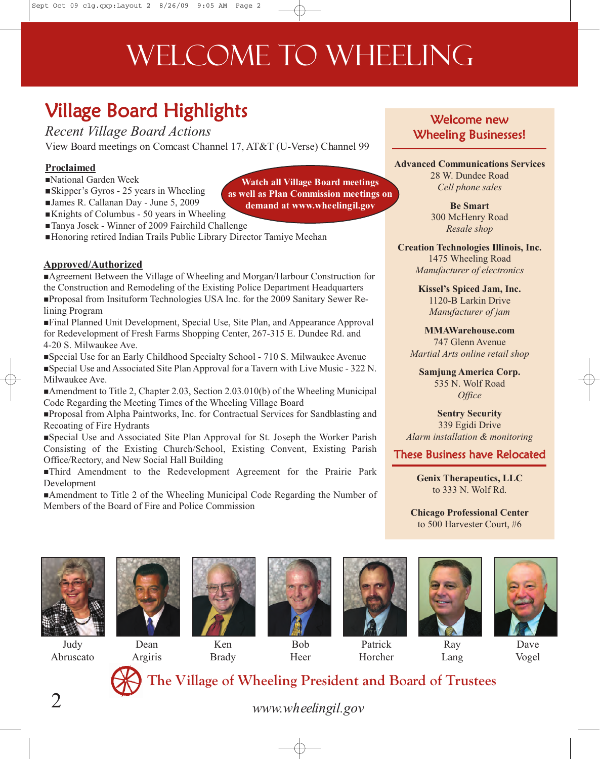# WELCOME TO WHEELING

## Village Board Highlights

*Recent Village Board Actions*

View Board meetings on Comcast Channel 17, AT&T (U-Verse) Channel 99

**Watch all Village Board meetings as well as Plan Commission meetings on demand at www.wheelingil.gov**

**Proclaimed**

- National Garden Week
- Skipper's Gyros - 25 years in Wheeling
- James R. Callanan Day - June 5, 2009
- Knights of Columbus - 50 years in Wheeling
- Tanya Josek - Winner of 2009 Fairchild Challenge
- Honoring retired Indian Trails Public Library Director Tamiye Meehan

**Approved/Authorized**

- Agreement Between the Village of Wheeling and Morgan/Harbour Construction for the Construction and Remodeling of the Existing Police Department Headquarters
- Proposal from Insituform Technologies USA Inc. for the 2009 Sanitary Sewer Re-lining Program
- Final Planned Unit Development, Special Use, Site Plan, and Appearance Approval for Redevelopment of Fresh Farms Shopping Center, 267-315 E. Dundee Rd. and 4-20 S. Milwaukee Ave.
- Special Use for an Early Childhood Specialty School - 710 S. Milwaukee Avenue
- Special Use and Associated Site Plan Approval for a Tavern with Live Music - 322 N. Milwaukee Ave.
- Amendment to Title 2, Chapter 2.03, Section 2.03.010(b) of the Wheeling Municipal Code Regarding the Meeting Times of the Wheeling Village Board
- Proposal from Alpha Paintworks, Inc. for Contractual Services for Sandblasting and Recoating of Fire Hydrants
- Special Use and Associated Site Plan Approval for St. Joseph the Worker Parish Consisting of the Existing Church/School, Existing Convent, Existing Parish Office/Rectory, and New Social Hall Building
- Third Amendment to the Redevelopment Agreement for the Prairie Park Development
- Amendment to Title 2 of the Wheeling Municipal Code Regarding the Number of Members of the Board of Fire and Police Commission

## Welcome new Wheeling Businesses!

**Advanced Communications Services**
28 W. Dundee Road
*Cell phone sales*

**Be Smart**
300 McHenry Road
*Resale shop*

**Creation Technologies Illinois, Inc.**
1475 Wheeling Road
*Manufacturer of electronics*

**Kissel's Spiced Jam, Inc.**
1120-B Larkin Drive
*Manufacturer of jam*

**MMAWarehouse.com**
747 Glenn Avenue
*Martial Arts online retail shop*

**Samjung America Corp.**
535 N. Wolf Road
*Office*

**Sentry Security**
339 Egidi Drive
*Alarm installation & monitoring*

## These Business have Relocated

**Genix Therapeutics, LLC**
to 333 N. Wolf Rd.

**Chicago Professional Center**
to 500 Harvester Court, #6

Judy Abruscato · Dean Argiris · Ken Brady · Bob Heer · Patrick Horcher · Ray Lang · Dave Vogel

## The Village of Wheeling President and Board of Trustees

*www.wheelingil.gov*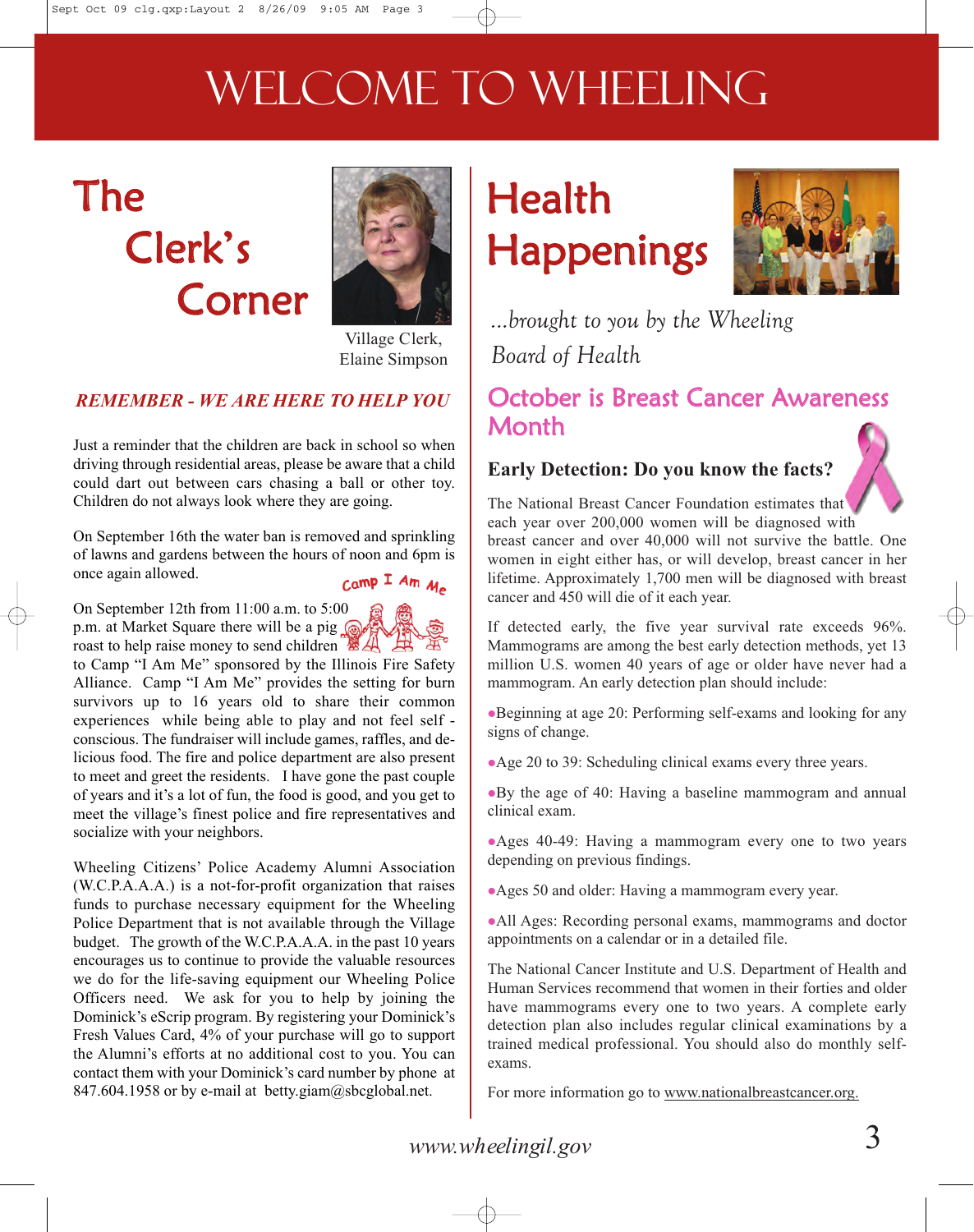# WELCOME TO WHEELING

## The Clerk's Corner

Village Clerk, Elaine Simpson

***REMEMBER - WE ARE HERE TO HELP YOU***

Just a reminder that the children are back in school so when driving through residential areas, please be aware that a child could dart out between cars chasing a ball or other toy. Children do not always look where they are going.

On September 16th the water ban is removed and sprinkling of lawns and gardens between the hours of noon and 6pm is once again allowed.

On September 12th from 11:00 a.m. to 5:00 p.m. at Market Square there will be a pig roast to help raise money to send children to Camp "I Am Me" sponsored by the Illinois Fire Safety Alliance. Camp "I Am Me" provides the setting for burn survivors up to 16 years old to share their common experiences while being able to play and not feel self - conscious. The fundraiser will include games, raffles, and delicious food. The fire and police department are also present to meet and greet the residents. I have gone the past couple of years and it's a lot of fun, the food is good, and you get to meet the village's finest police and fire representatives and socialize with your neighbors.

Wheeling Citizens' Police Academy Alumni Association (W.C.P.A.A.A.) is a not-for-profit organization that raises funds to purchase necessary equipment for the Wheeling Police Department that is not available through the Village budget. The growth of the W.C.P.A.A.A. in the past 10 years encourages us to continue to provide the valuable resources we do for the life-saving equipment our Wheeling Police Officers need. We ask for you to help by joining the Dominick's eScrip program. By registering your Dominick's Fresh Values Card, 4% of your purchase will go to support the Alumni's efforts at no additional cost to you. You can contact them with your Dominick's card number by phone at 847.604.1958 or by e-mail at betty.giam@sbcglobal.net.

## Health Happenings

*...brought to you by the Wheeling Board of Health*

### October is Breast Cancer Awareness Month

**Early Detection: Do you know the facts?**

The National Breast Cancer Foundation estimates that each year over 200,000 women will be diagnosed with breast cancer and over 40,000 will not survive the battle. One women in eight either has, or will develop, breast cancer in her lifetime. Approximately 1,700 men will be diagnosed with breast cancer and 450 will die of it each year.

If detected early, the five year survival rate exceeds 96%. Mammograms are among the best early detection methods, yet 13 million U.S. women 40 years of age or older have never had a mammogram. An early detection plan should include:

- Beginning at age 20: Performing self-exams and looking for any signs of change.
- Age 20 to 39: Scheduling clinical exams every three years.
- By the age of 40: Having a baseline mammogram and annual clinical exam.
- Ages 40-49: Having a mammogram every one to two years depending on previous findings.
- Ages 50 and older: Having a mammogram every year.
- All Ages: Recording personal exams, mammograms and doctor appointments on a calendar or in a detailed file.

The National Cancer Institute and U.S. Department of Health and Human Services recommend that women in their forties and older have mammograms every one to two years. A complete early detection plan also includes regular clinical examinations by a trained medical professional. You should also do monthly self-exams.

For more information go to www.nationalbreastcancer.org.

www.wheelingil.gov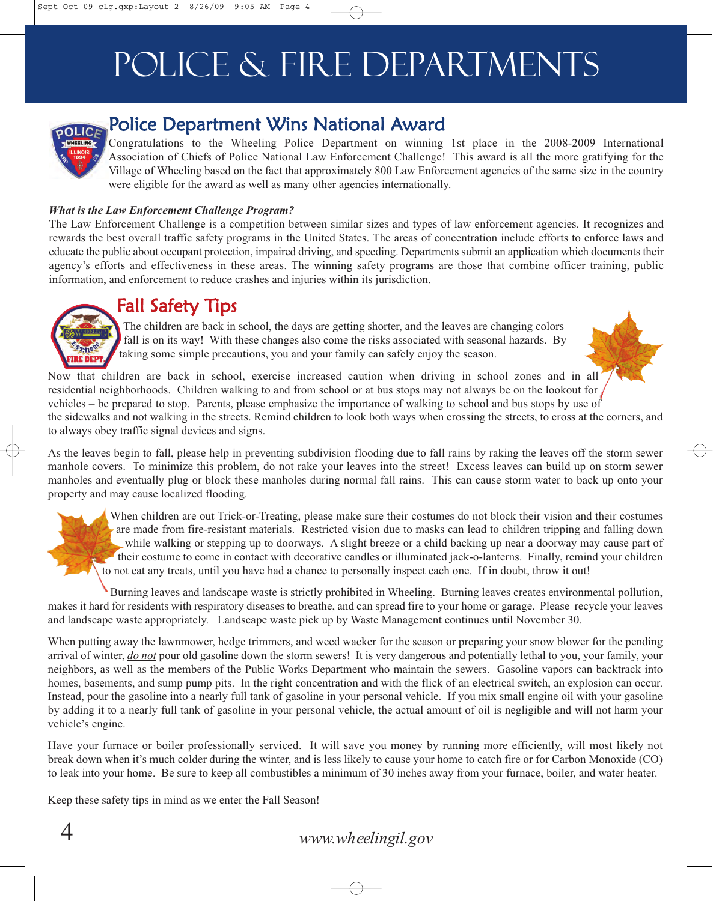# POLICE & FIRE DEPARTMENTS

## Police Department Wins National Award

Congratulations to the Wheeling Police Department on winning 1st place in the 2008-2009 International Association of Chiefs of Police National Law Enforcement Challenge! This award is all the more gratifying for the Village of Wheeling based on the fact that approximately 800 Law Enforcement agencies of the same size in the country were eligible for the award as well as many other agencies internationally.

***What is the Law Enforcement Challenge Program?***

The Law Enforcement Challenge is a competition between similar sizes and types of law enforcement agencies. It recognizes and rewards the best overall traffic safety programs in the United States. The areas of concentration include efforts to enforce laws and educate the public about occupant protection, impaired driving, and speeding. Departments submit an application which documents their agency's efforts and effectiveness in these areas. The winning safety programs are those that combine officer training, public information, and enforcement to reduce crashes and injuries within its jurisdiction.

## Fall Safety Tips

The children are back in school, the days are getting shorter, and the leaves are changing colors – fall is on its way! With these changes also come the risks associated with seasonal hazards. By taking some simple precautions, you and your family can safely enjoy the season.

Now that children are back in school, exercise increased caution when driving in school zones and in all residential neighborhoods. Children walking to and from school or at bus stops may not always be on the lookout for vehicles – be prepared to stop. Parents, please emphasize the importance of walking to school and bus stops by use of the sidewalks and not walking in the streets. Remind children to look both ways when crossing the streets, to cross at the corners, and to always obey traffic signal devices and signs.

As the leaves begin to fall, please help in preventing subdivision flooding due to fall rains by raking the leaves off the storm sewer manhole covers. To minimize this problem, do not rake your leaves into the street! Excess leaves can build up on storm sewer manholes and eventually plug or block these manholes during normal fall rains. This can cause storm water to back up onto your property and may cause localized flooding.

When children are out Trick-or-Treating, please make sure their costumes do not block their vision and their costumes are made from fire-resistant materials. Restricted vision due to masks can lead to children tripping and falling down while walking or stepping up to doorways. A slight breeze or a child backing up near a doorway may cause part of their costume to come in contact with decorative candles or illuminated jack-o-lanterns. Finally, remind your children to not eat any treats, until you have had a chance to personally inspect each one. If in doubt, throw it out!

Burning leaves and landscape waste is strictly prohibited in Wheeling. Burning leaves creates environmental pollution, makes it hard for residents with respiratory diseases to breathe, and can spread fire to your home or garage. Please recycle your leaves and landscape waste appropriately. Landscape waste pick up by Waste Management continues until November 30.

When putting away the lawnmower, hedge trimmers, and weed wacker for the season or preparing your snow blower for the pending arrival of winter, *do not* pour old gasoline down the storm sewers! It is very dangerous and potentially lethal to you, your family, your neighbors, as well as the members of the Public Works Department who maintain the sewers. Gasoline vapors can backtrack into homes, basements, and sump pump pits. In the right concentration and with the flick of an electrical switch, an explosion can occur. Instead, pour the gasoline into a nearly full tank of gasoline in your personal vehicle. If you mix small engine oil with your gasoline by adding it to a nearly full tank of gasoline in your personal vehicle, the actual amount of oil is negligible and will not harm your vehicle's engine.

Have your furnace or boiler professionally serviced. It will save you money by running more efficiently, will most likely not break down when it's much colder during the winter, and is less likely to cause your home to catch fire or for Carbon Monoxide (CO) to leak into your home. Be sure to keep all combustibles a minimum of 30 inches away from your furnace, boiler, and water heater.

Keep these safety tips in mind as we enter the Fall Season!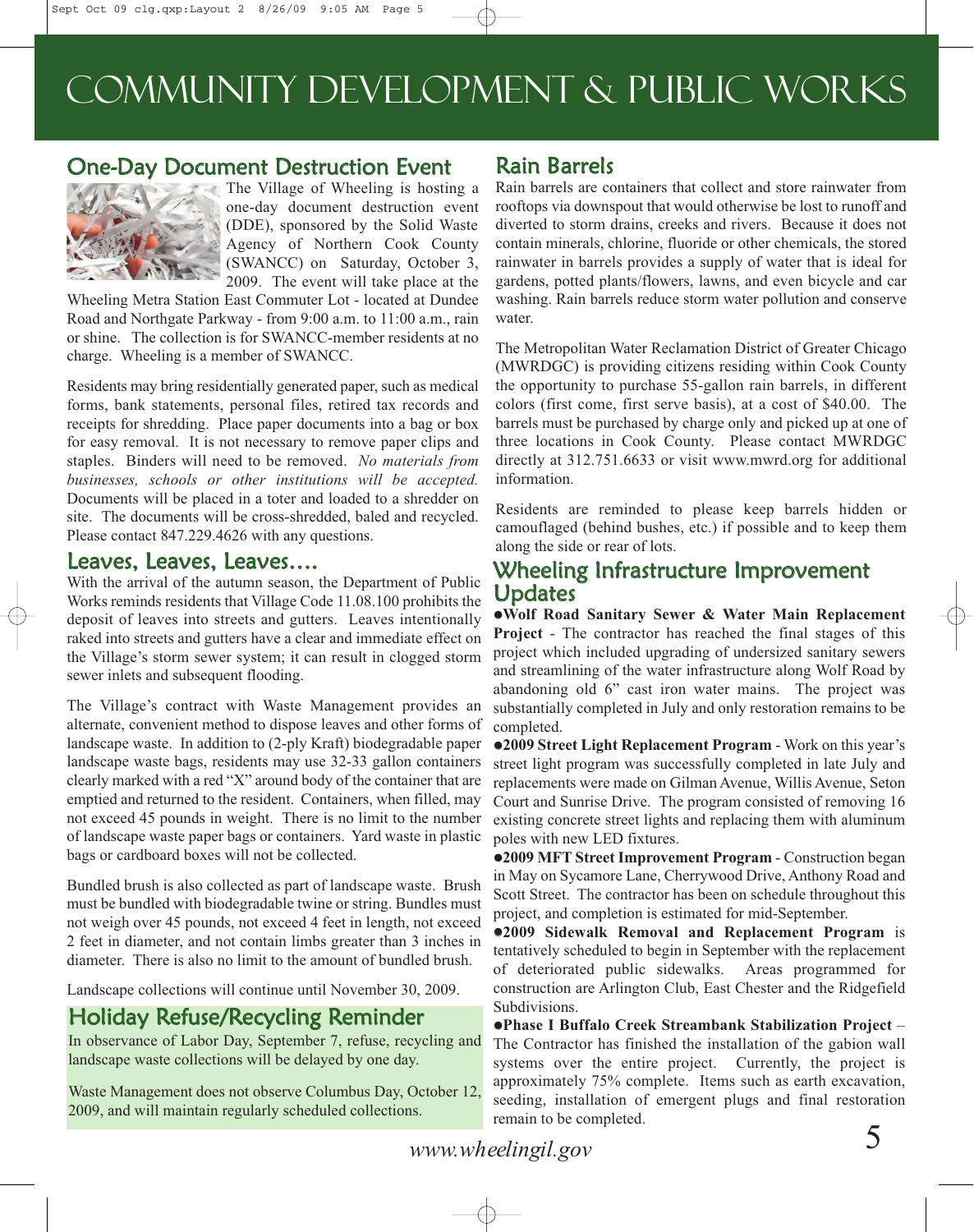# COMMUNITY DEVELOPMENT & PUBLIC WORKS

## One-Day Document Destruction Event

The Village of Wheeling is hosting a one-day document destruction event (DDE), sponsored by the Solid Waste Agency of Northern Cook County (SWANCC) on Saturday, October 3, 2009. The event will take place at the Wheeling Metra Station East Commuter Lot - located at Dundee Road and Northgate Parkway - from 9:00 a.m. to 11:00 a.m., rain or shine. The collection is for SWANCC-member residents at no charge. Wheeling is a member of SWANCC.

Residents may bring residentially generated paper, such as medical forms, bank statements, personal files, retired tax records and receipts for shredding. Place paper documents into a bag or box for easy removal. It is not necessary to remove paper clips and staples. Binders will need to be removed. *No materials from businesses, schools or other institutions will be accepted.* Documents will be placed in a toter and loaded to a shredder on site. The documents will be cross-shredded, baled and recycled. Please contact 847.229.4626 with any questions.

## Leaves, Leaves, Leaves….

With the arrival of the autumn season, the Department of Public Works reminds residents that Village Code 11.08.100 prohibits the deposit of leaves into streets and gutters. Leaves intentionally raked into streets and gutters have a clear and immediate effect on the Village's storm sewer system; it can result in clogged storm sewer inlets and subsequent flooding.

The Village's contract with Waste Management provides an alternate, convenient method to dispose leaves and other forms of landscape waste. In addition to (2-ply Kraft) biodegradable paper landscape waste bags, residents may use 32-33 gallon containers clearly marked with a red "X" around body of the container that are emptied and returned to the resident. Containers, when filled, may not exceed 45 pounds in weight. There is no limit to the number of landscape waste paper bags or containers. Yard waste in plastic bags or cardboard boxes will not be collected.

Bundled brush is also collected as part of landscape waste. Brush must be bundled with biodegradable twine or string. Bundles must not weigh over 45 pounds, not exceed 4 feet in length, not exceed 2 feet in diameter, and not contain limbs greater than 3 inches in diameter. There is also no limit to the amount of bundled brush.

Landscape collections will continue until November 30, 2009.

## Holiday Refuse/Recycling Reminder

In observance of Labor Day, September 7, refuse, recycling and landscape waste collections will be delayed by one day.

Waste Management does not observe Columbus Day, October 12, 2009, and will maintain regularly scheduled collections.

## Rain Barrels

Rain barrels are containers that collect and store rainwater from rooftops via downspout that would otherwise be lost to runoff and diverted to storm drains, creeks and rivers. Because it does not contain minerals, chlorine, fluoride or other chemicals, the stored rainwater in barrels provides a supply of water that is ideal for gardens, potted plants/flowers, lawns, and even bicycle and car washing. Rain barrels reduce storm water pollution and conserve water.

The Metropolitan Water Reclamation District of Greater Chicago (MWRDGC) is providing citizens residing within Cook County the opportunity to purchase 55-gallon rain barrels, in different colors (first come, first serve basis), at a cost of $40.00. The barrels must be purchased by charge only and picked up at one of three locations in Cook County. Please contact MWRDGC directly at 312.751.6633 or visit www.mwrd.org for additional information.

Residents are reminded to please keep barrels hidden or camouflaged (behind bushes, etc.) if possible and to keep them along the side or rear of lots.

## Wheeling Infrastructure Improvement Updates

- **Wolf Road Sanitary Sewer & Water Main Replacement Project** - The contractor has reached the final stages of this project which included upgrading of undersized sanitary sewers and streamlining of the water infrastructure along Wolf Road by abandoning old 6" cast iron water mains. The project was substantially completed in July and only restoration remains to be completed.
- **2009 Street Light Replacement Program** - Work on this year's street light program was successfully completed in late July and replacements were made on Gilman Avenue, Willis Avenue, Seton Court and Sunrise Drive. The program consisted of removing 16 existing concrete street lights and replacing them with aluminum poles with new LED fixtures.
- **2009 MFT Street Improvement Program** - Construction began in May on Sycamore Lane, Cherrywood Drive, Anthony Road and Scott Street. The contractor has been on schedule throughout this project, and completion is estimated for mid-September.
- **2009 Sidewalk Removal and Replacement Program** is tentatively scheduled to begin in September with the replacement of deteriorated public sidewalks. Areas programmed for construction are Arlington Club, East Chester and the Ridgefield Subdivisions.
- **Phase I Buffalo Creek Streambank Stabilization Project** – The Contractor has finished the installation of the gabion wall systems over the entire project. Currently, the project is approximately 75% complete. Items such as earth excavation, seeding, installation of emergent plugs and final restoration remain to be completed.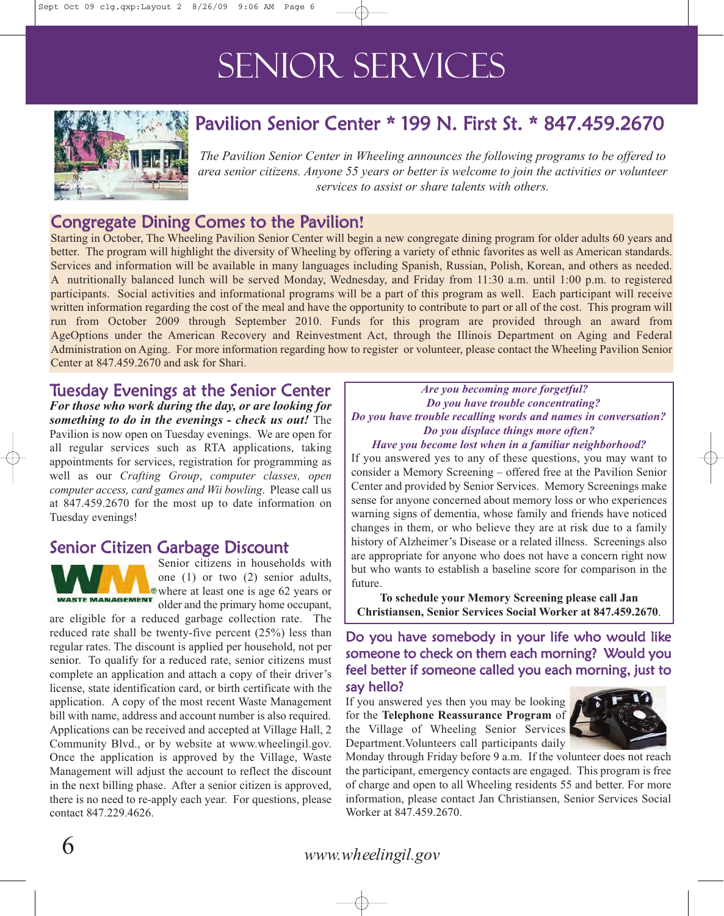# SENIOR SERVICES

## Pavilion Senior Center * 199 N. First St. * 847.459.2670

*The Pavilion Senior Center in Wheeling announces the following programs to be offered to area senior citizens. Anyone 55 years or better is welcome to join the activities or volunteer services to assist or share talents with others.*

## Congregate Dining Comes to the Pavilion!

Starting in October, The Wheeling Pavilion Senior Center will begin a new congregate dining program for older adults 60 years and better. The program will highlight the diversity of Wheeling by offering a variety of ethnic favorites as well as American standards. Services and information will be available in many languages including Spanish, Russian, Polish, Korean, and others as needed. A nutritionally balanced lunch will be served Monday, Wednesday, and Friday from 11:30 a.m. until 1:00 p.m. to registered participants. Social activities and informational programs will be a part of this program as well. Each participant will receive written information regarding the cost of the meal and have the opportunity to contribute to part or all of the cost. This program will run from October 2009 through September 2010. Funds for this program are provided through an award from AgeOptions under the American Recovery and Reinvestment Act, through the Illinois Department on Aging and Federal Administration on Aging. For more information regarding how to register or volunteer, please contact the Wheeling Pavilion Senior Center at 847.459.2670 and ask for Shari.

## Tuesday Evenings at the Senior Center

***For those who work during the day, or are looking for something to do in the evenings - check us out!*** The Pavilion is now open on Tuesday evenings. We are open for all regular services such as RTA applications, taking appointments for services, registration for programming as well as our *Crafting Group*, *computer classes, open computer access, card games and Wii bowling*. Please call us at 847.459.2670 for the most up to date information on Tuesday evenings!

## Senior Citizen Garbage Discount

Senior citizens in households with one (1) or two (2) senior adults, where at least one is age 62 years or older and the primary home occupant, are eligible for a reduced garbage collection rate. The reduced rate shall be twenty-five percent (25%) less than regular rates. The discount is applied per household, not per senior. To qualify for a reduced rate, senior citizens must complete an application and attach a copy of their driver's license, state identification card, or birth certificate with the application. A copy of the most recent Waste Management bill with name, address and account number is also required. Applications can be received and accepted at Village Hall, 2 Community Blvd., or by website at www.wheelingil.gov. Once the application is approved by the Village, Waste Management will adjust the account to reflect the discount in the next billing phase. After a senior citizen is approved, there is no need to re-apply each year. For questions, please contact 847.229.4626.

*Are you becoming more forgetful?*
*Do you have trouble concentrating?*
*Do you have trouble recalling words and names in conversation?*
*Do you displace things more often?*
*Have you become lost when in a familiar neighborhood?*

If you answered yes to any of these questions, you may want to consider a Memory Screening – offered free at the Pavilion Senior Center and provided by Senior Services. Memory Screenings make sense for anyone concerned about memory loss or who experiences warning signs of dementia, whose family and friends have noticed changes in them, or who believe they are at risk due to a family history of Alzheimer's Disease or a related illness. Screenings also are appropriate for anyone who does not have a concern right now but who wants to establish a baseline score for comparison in the future.

**To schedule your Memory Screening please call Jan Christiansen, Senior Services Social Worker at 847.459.2670**.

## Do you have somebody in your life who would like someone to check on them each morning? Would you feel better if someone called you each morning, just to say hello?

If you answered yes then you may be looking for the **Telephone Reassurance Program** of the Village of Wheeling Senior Services Department. Volunteers call participants daily Monday through Friday before 9 a.m. If the volunteer does not reach the participant, emergency contacts are engaged. This program is free of charge and open to all Wheeling residents 55 and better. For more information, please contact Jan Christiansen, Senior Services Social Worker at 847.459.2670.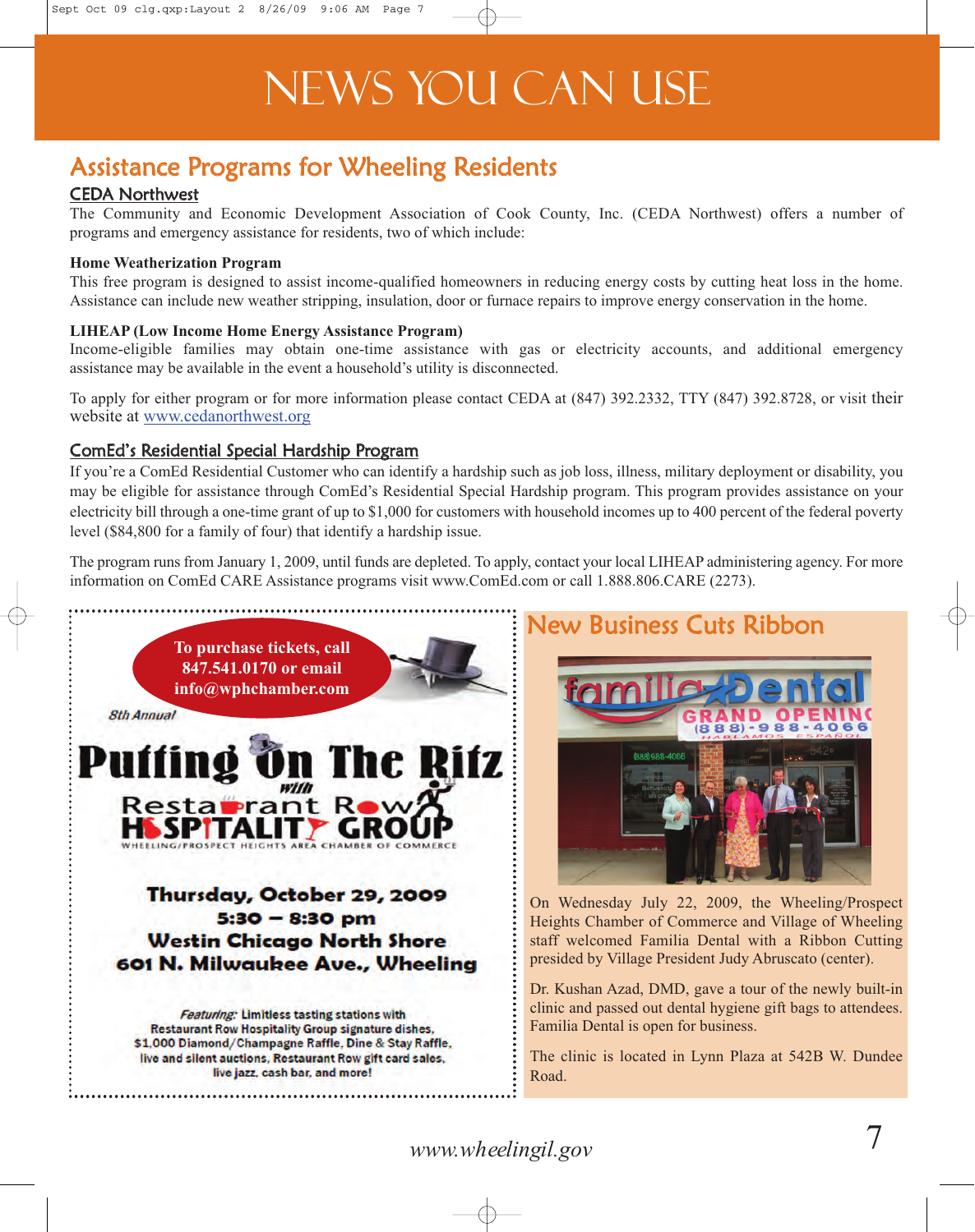# NEWS YOU CAN USE

## Assistance Programs for Wheeling Residents

### CEDA Northwest

The Community and Economic Development Association of Cook County, Inc. (CEDA Northwest) offers a number of programs and emergency assistance for residents, two of which include:

**Home Weatherization Program**

This free program is designed to assist income-qualified homeowners in reducing energy costs by cutting heat loss in the home. Assistance can include new weather stripping, insulation, door or furnace repairs to improve energy conservation in the home.

**LIHEAP (Low Income Home Energy Assistance Program)**

Income-eligible families may obtain one-time assistance with gas or electricity accounts, and additional emergency assistance may be available in the event a household's utility is disconnected.

To apply for either program or for more information please contact CEDA at (847) 392.2332, TTY (847) 392.8728, or visit their website at www.cedanorthwest.org

### ComEd's Residential Special Hardship Program

If you're a ComEd Residential Customer who can identify a hardship such as job loss, illness, military deployment or disability, you may be eligible for assistance through ComEd's Residential Special Hardship program. This program provides assistance on your electricity bill through a one-time grant of up to $1,000 for customers with household incomes up to 400 percent of the federal poverty level ($84,800 for a family of four) that identify a hardship issue.

The program runs from January 1, 2009, until funds are depleted. To apply, contact your local LIHEAP administering agency. For more information on ComEd CARE Assistance programs visit www.ComEd.com or call 1.888.806.CARE (2273).

**To purchase tickets, call 847.541.0170 or email info@wphchamber.com**

*8th Annual*

## Puttin' On The Ritz

*with*

**Restaurant Row Hospitality Group**

WHEELING/PROSPECT HEIGHTS AREA CHAMBER OF COMMERCE

**Thursday, October 29, 2009**
**5:30 – 8:30 pm**
**Westin Chicago North Shore**
**601 N. Milwaukee Ave., Wheeling**

*Featuring:* Limitless tasting stations with Restaurant Row Hospitality Group signature dishes, $1,000 Diamond/Champagne Raffle, Dine & Stay Raffle, live and silent auctions, Restaurant Row gift card sales, live jazz, cash bar, and more!

## New Business Cuts Ribbon

On Wednesday July 22, 2009, the Wheeling/Prospect Heights Chamber of Commerce and Village of Wheeling staff welcomed Familia Dental with a Ribbon Cutting presided by Village President Judy Abruscato (center).

Dr. Kushan Azad, DMD, gave a tour of the newly built-in clinic and passed out dental hygiene gift bags to attendees. Familia Dental is open for business.

The clinic is located in Lynn Plaza at 542B W. Dundee Road.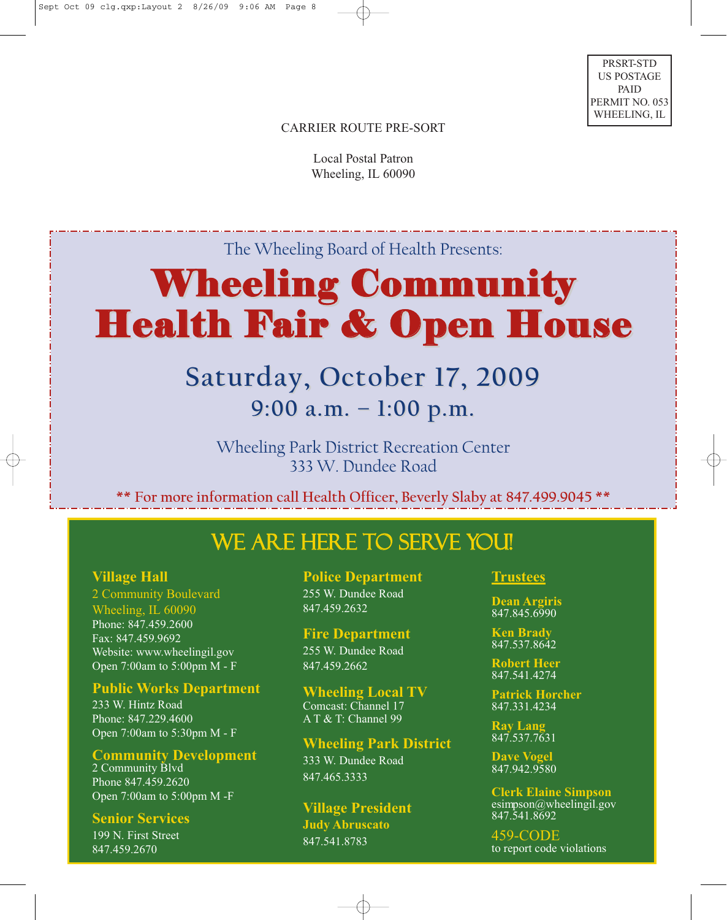PRSRT-STD
US POSTAGE
PAID
PERMIT NO. 053
WHEELING, IL

CARRIER ROUTE PRE-SORT

Local Postal Patron
Wheeling, IL 60090

The Wheeling Board of Health Presents:

# Wheeling Community Health Fair & Open House

## Saturday, October 17, 2009

### 9:00 a.m. – 1:00 p.m.

Wheeling Park District Recreation Center
333 W. Dundee Road

** For more information call Health Officer, Beverly Slaby at 847.499.9045 **

## WE ARE HERE TO SERVE YOU!

**Village Hall**
2 Community Boulevard
Wheeling, IL 60090
Phone: 847.459.2600
Fax: 847.459.9692
Website: www.wheelingil.gov
Open 7:00am to 5:00pm M - F

**Public Works Department**
233 W. Hintz Road
Phone: 847.229.4600
Open 7:00am to 5:30pm M - F

**Community Development**
2 Community Blvd
Phone 847.459.2620
Open 7:00am to 5:00pm M -F

**Senior Services**
199 N. First Street
847.459.2670

**Police Department**
255 W. Dundee Road
847.459.2632

**Fire Department**
255 W. Dundee Road
847.459.2662

**Wheeling Local TV**
Comcast: Channel 17
A T & T: Channel 99

**Wheeling Park District**
333 W. Dundee Road
847.465.3333

**Village President**
**Judy Abruscato**
847.541.8783

**Trustees**

**Dean Argiris**
847.845.6990

**Ken Brady**
847.537.8642

**Robert Heer**
847.541.4274

**Patrick Horcher**
847.331.4234

**Ray Lang**
847.537.7631

**Dave Vogel**
847.942.9580

**Clerk Elaine Simpson**
esimpson@wheelingil.gov
847.541.8692

459-CODE
to report code violations